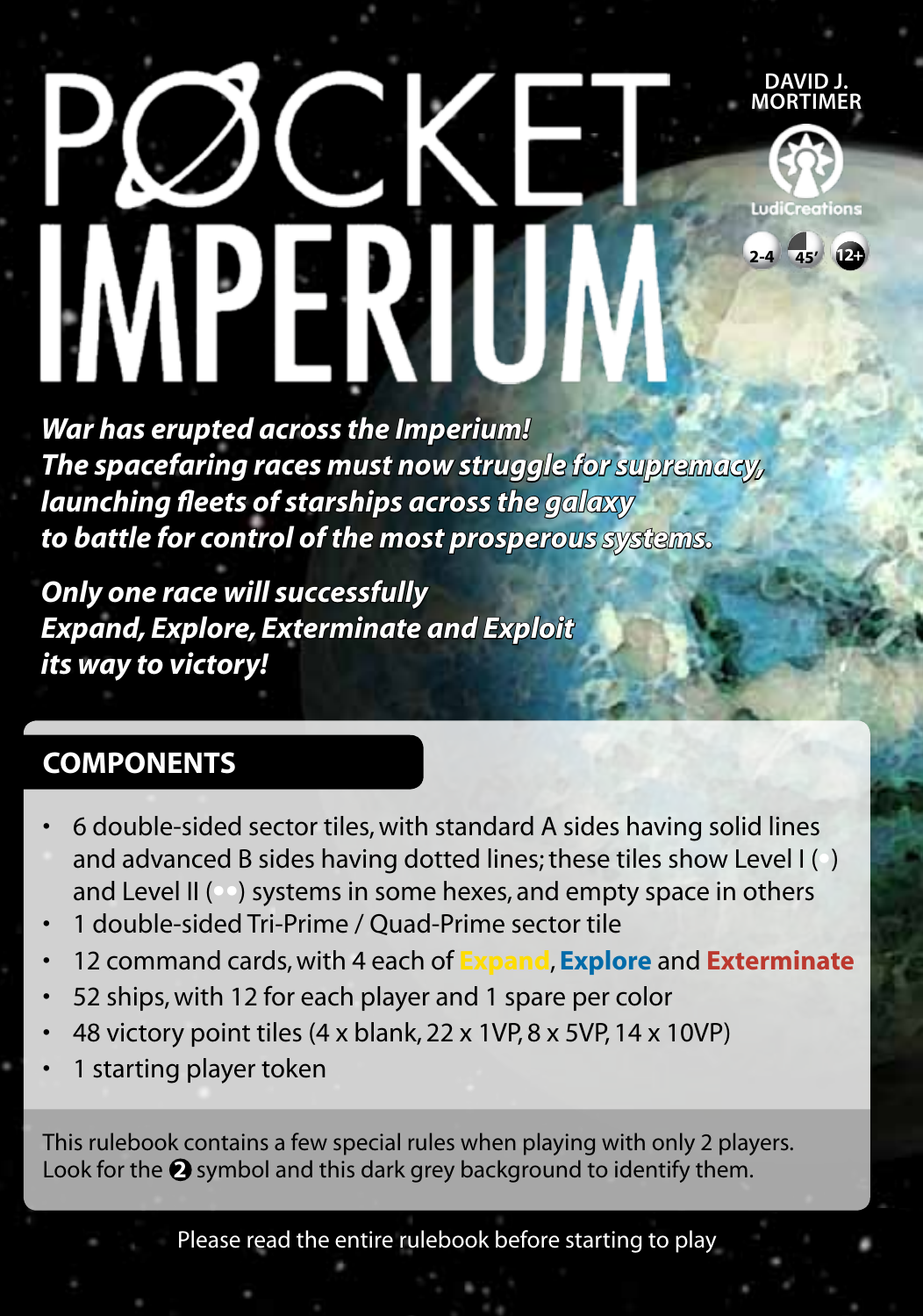# POCKET IMPERIUM

DAVID J. MORTIMER

LudiCreations

2-4 45' 12+

***War has erupted across the Imperium!***
***The spacefaring races must now struggle for supremacy, launching fleets of starships across the galaxy to battle for control of the most prosperous systems.***

***Only one race will successfully Expand, Explore, Exterminate and Exploit its way to victory!***

## COMPONENTS

- 6 double-sided sector tiles, with standard A sides having solid lines and advanced B sides having dotted lines; these tiles show Level I (•) and Level II (••) systems in some hexes, and empty space in others
- 1 double-sided Tri-Prime / Quad-Prime sector tile
- 12 command cards, with 4 each of **Expand**, **Explore** and **Exterminate**
- 52 ships, with 12 for each player and 1 spare per color
- 48 victory point tiles (4 x blank, 22 x 1VP, 8 x 5VP, 14 x 10VP)
- 1 starting player token

This rulebook contains a few special rules when playing with only 2 players. Look for the ❷ symbol and this dark grey background to identify them.

Please read the entire rulebook before starting to play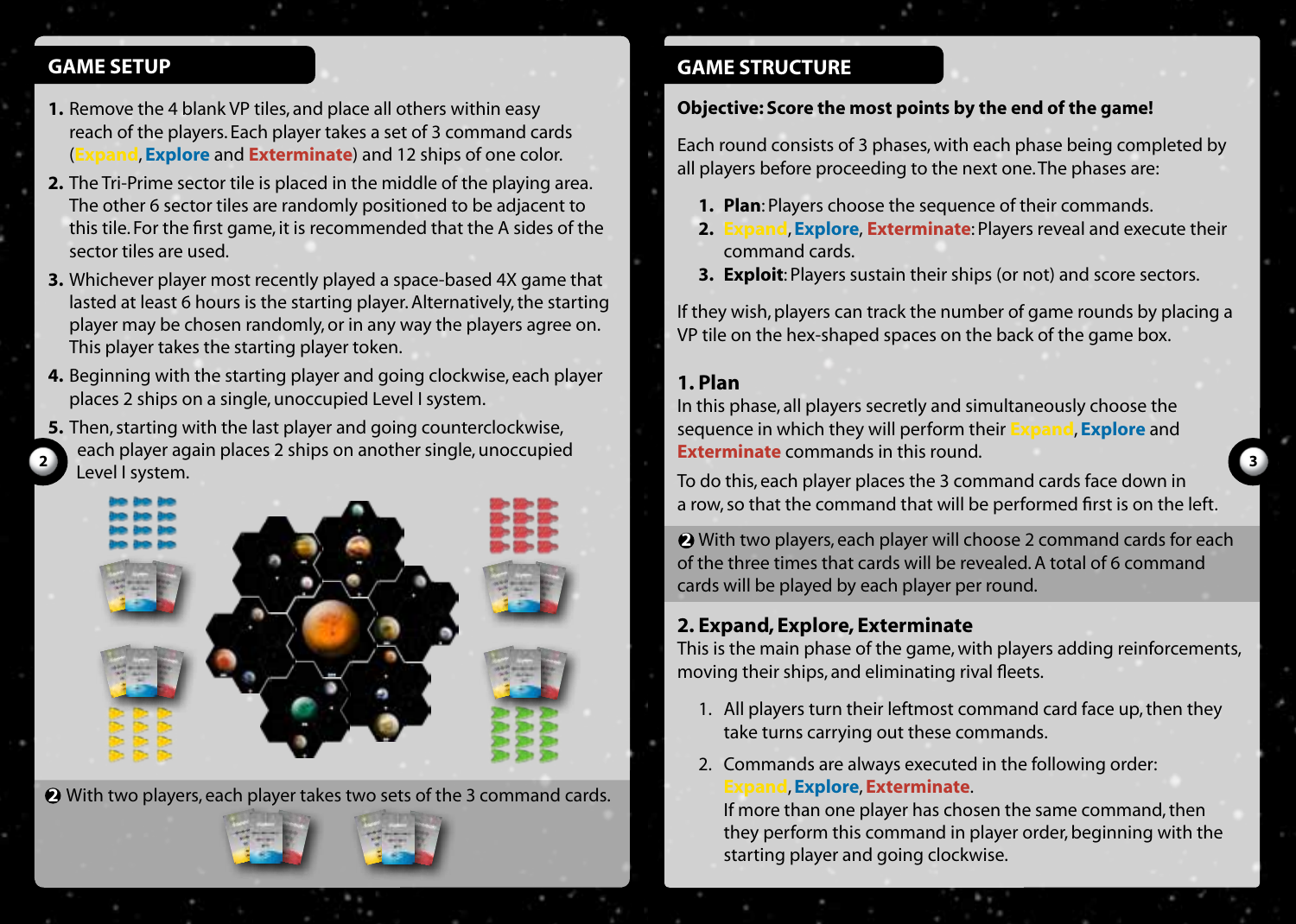## GAME SETUP

1. Remove the 4 blank VP tiles, and place all others within easy reach of the players. Each player takes a set of 3 command cards (**Expand**, **Explore** and **Exterminate**) and 12 ships of one color.
2. The Tri-Prime sector tile is placed in the middle of the playing area. The other 6 sector tiles are randomly positioned to be adjacent to this tile. For the first game, it is recommended that the A sides of the sector tiles are used.
3. Whichever player most recently played a space-based 4X game that lasted at least 6 hours is the starting player. Alternatively, the starting player may be chosen randomly, or in any way the players agree on. This player takes the starting player token.
4. Beginning with the starting player and going clockwise, each player places 2 ships on a single, unoccupied Level I system.
5. Then, starting with the last player and going counterclockwise, each player again places 2 ships on another single, unoccupied Level I system.

❷ With two players, each player takes two sets of the 3 command cards.

## GAME STRUCTURE

**Objective: Score the most points by the end of the game!**

Each round consists of 3 phases, with each phase being completed by all players before proceeding to the next one. The phases are:

1. **Plan**: Players choose the sequence of their commands.
2. **Expand**, **Explore**, **Exterminate**: Players reveal and execute their command cards.
3. **Exploit**: Players sustain their ships (or not) and score sectors.

If they wish, players can track the number of game rounds by placing a VP tile on the hex-shaped spaces on the back of the game box.

### 1. Plan

In this phase, all players secretly and simultaneously choose the sequence in which they will perform their **Expand**, **Explore** and **Exterminate** commands in this round.

To do this, each player places the 3 command cards face down in a row, so that the command that will be performed first is on the left.

❷ With two players, each player will choose 2 command cards for each of the three times that cards will be revealed. A total of 6 command cards will be played by each player per round.

### 2. Expand, Explore, Exterminate

This is the main phase of the game, with players adding reinforcements, moving their ships, and eliminating rival fleets.

1. All players turn their leftmost command card face up, then they take turns carrying out these commands.
2. Commands are always executed in the following order: **Expand**, **Explore**, **Exterminate**.
   If more than one player has chosen the same command, then they perform this command in player order, beginning with the starting player and going clockwise.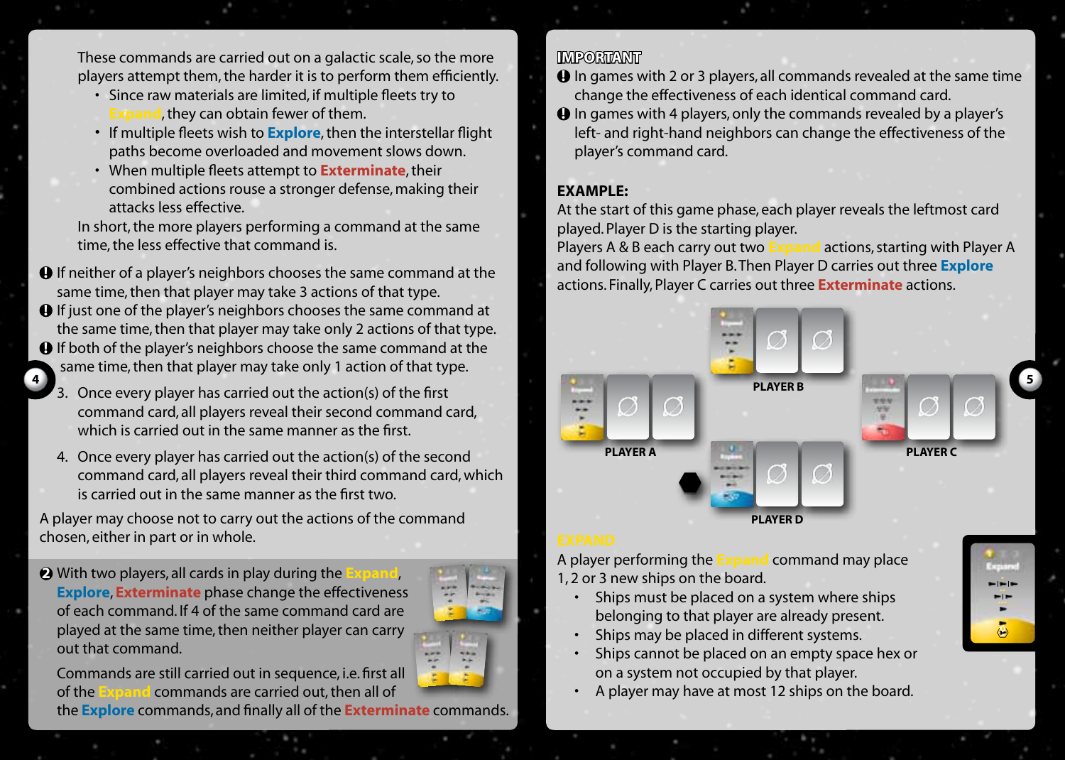These commands are carried out on a galactic scale, so the more players attempt them, the harder it is to perform them efficiently.

- Since raw materials are limited, if multiple fleets try to Expand, they can obtain fewer of them.
- If multiple fleets wish to **Explore**, then the interstellar flight paths become overloaded and movement slows down.
- When multiple fleets attempt to **Exterminate**, their combined actions rouse a stronger defense, making their attacks less effective.

In short, the more players performing a command at the same time, the less effective that command is.

❶ If neither of a player's neighbors chooses the same command at the same time, then that player may take 3 actions of that type.

❶ If just one of the player's neighbors chooses the same command at the same time, then that player may take only 2 actions of that type.

❶ If both of the player's neighbors choose the same command at the same time, then that player may take only 1 action of that type.

3. Once every player has carried out the action(s) of the first command card, all players reveal their second command card, which is carried out in the same manner as the first.

4. Once every player has carried out the action(s) of the second command card, all players reveal their third command card, which is carried out in the same manner as the first two.

A player may choose not to carry out the actions of the command chosen, either in part or in whole.

❷ With two players, all cards in play during the Expand, **Explore**, **Exterminate** phase change the effectiveness of each command. If 4 of the same command card are played at the same time, then neither player can carry out that command.

Commands are still carried out in sequence, i.e. first all of the Expand commands are carried out, then all of the **Explore** commands, and finally all of the **Exterminate** commands.

**IMPORTANT**

❶ In games with 2 or 3 players, all commands revealed at the same time change the effectiveness of each identical command card.

❶ In games with 4 players, only the commands revealed by a player's left- and right-hand neighbors can change the effectiveness of the player's command card.

**EXAMPLE:**

At the start of this game phase, each player reveals the leftmost card played. Player D is the starting player.
Players A & B each carry out two Expand actions, starting with Player A and following with Player B. Then Player D carries out three **Explore** actions. Finally, Player C carries out three **Exterminate** actions.

PLAYER B

PLAYER A

PLAYER C

PLAYER D

## EXPAND

A player performing the Expand command may place 1, 2 or 3 new ships on the board.

- Ships must be placed on a system where ships belonging to that player are already present.
- Ships may be placed in different systems.
- Ships cannot be placed on an empty space hex or on a system not occupied by that player.
- A player may have at most 12 ships on the board.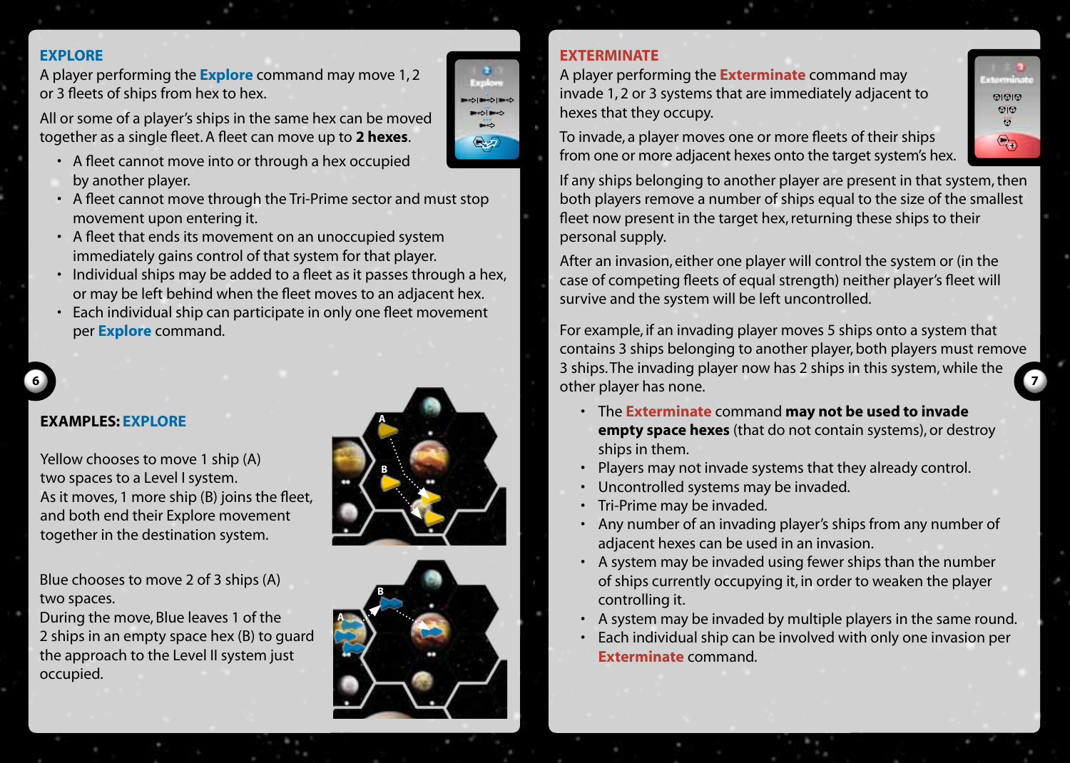## EXPLORE

A player performing the **Explore** command may move 1, 2 or 3 fleets of ships from hex to hex.

All or some of a player's ships in the same hex can be moved together as a single fleet. A fleet can move up to **2 hexes**.

- A fleet cannot move into or through a hex occupied by another player.
- A fleet cannot move through the Tri-Prime sector and must stop movement upon entering it.
- A fleet that ends its movement on an unoccupied system immediately gains control of that system for that player.
- Individual ships may be added to a fleet as it passes through a hex, or may be left behind when the fleet moves to an adjacent hex.
- Each individual ship can participate in only one fleet movement per **Explore** command.

### EXAMPLES: EXPLORE

Yellow chooses to move 1 ship (A) two spaces to a Level I system. As it moves, 1 more ship (B) joins the fleet, and both end their Explore movement together in the destination system.

Blue chooses to move 2 of 3 ships (A) two spaces. During the move, Blue leaves 1 of the 2 ships in an empty space hex (B) to guard the approach to the Level II system just occupied.

## EXTERMINATE

A player performing the **Exterminate** command may invade 1, 2 or 3 systems that are immediately adjacent to hexes that they occupy.

To invade, a player moves one or more fleets of their ships from one or more adjacent hexes onto the target system's hex.

If any ships belonging to another player are present in that system, then both players remove a number of ships equal to the size of the smallest fleet now present in the target hex, returning these ships to their personal supply.

After an invasion, either one player will control the system or (in the case of competing fleets of equal strength) neither player's fleet will survive and the system will be left uncontrolled.

For example, if an invading player moves 5 ships onto a system that contains 3 ships belonging to another player, both players must remove 3 ships. The invading player now has 2 ships in this system, while the other player has none.

- The **Exterminate** command **may not be used to invade empty space hexes** (that do not contain systems), or destroy ships in them.
- Players may not invade systems that they already control.
- Uncontrolled systems may be invaded.
- Tri-Prime may be invaded.
- Any number of an invading player's ships from any number of adjacent hexes can be used in an invasion.
- A system may be invaded using fewer ships than the number of ships currently occupying it, in order to weaken the player controlling it.
- A system may be invaded by multiple players in the same round.
- Each individual ship can be involved with only one invasion per **Exterminate** command.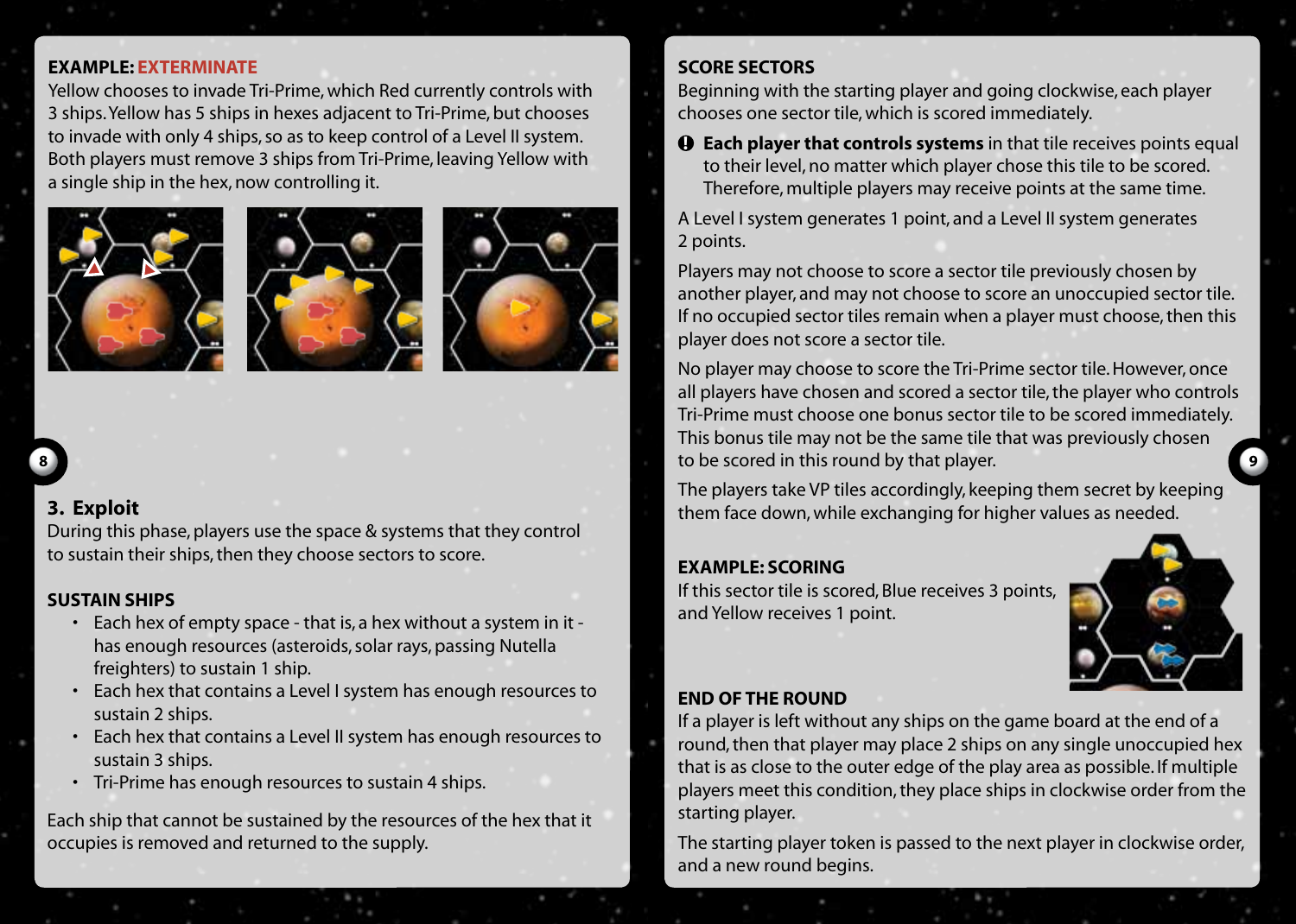**EXAMPLE: EXTERMINATE**

Yellow chooses to invade Tri-Prime, which Red currently controls with 3 ships. Yellow has 5 ships in hexes adjacent to Tri-Prime, but chooses to invade with only 4 ships, so as to keep control of a Level II system. Both players must remove 3 ships from Tri-Prime, leaving Yellow with a single ship in the hex, now controlling it.

## 3. Exploit

During this phase, players use the space & systems that they control to sustain their ships, then they choose sectors to score.

### SUSTAIN SHIPS

- Each hex of empty space - that is, a hex without a system in it - has enough resources (asteroids, solar rays, passing Nutella freighters) to sustain 1 ship.
- Each hex that contains a Level I system has enough resources to sustain 2 ships.
- Each hex that contains a Level II system has enough resources to sustain 3 ships.
- Tri-Prime has enough resources to sustain 4 ships.

Each ship that cannot be sustained by the resources of the hex that it occupies is removed and returned to the supply.

### SCORE SECTORS

Beginning with the starting player and going clockwise, each player chooses one sector tile, which is scored immediately.

**Each player that controls systems** in that tile receives points equal to their level, no matter which player chose this tile to be scored. Therefore, multiple players may receive points at the same time.

A Level I system generates 1 point, and a Level II system generates 2 points.

Players may not choose to score a sector tile previously chosen by another player, and may not choose to score an unoccupied sector tile. If no occupied sector tiles remain when a player must choose, then this player does not score a sector tile.

No player may choose to score the Tri-Prime sector tile. However, once all players have chosen and scored a sector tile, the player who controls Tri-Prime must choose one bonus sector tile to be scored immediately. This bonus tile may not be the same tile that was previously chosen to be scored in this round by that player.

The players take VP tiles accordingly, keeping them secret by keeping them face down, while exchanging for higher values as needed.

**EXAMPLE: SCORING**

If this sector tile is scored, Blue receives 3 points, and Yellow receives 1 point.

### END OF THE ROUND

If a player is left without any ships on the game board at the end of a round, then that player may place 2 ships on any single unoccupied hex that is as close to the outer edge of the play area as possible. If multiple players meet this condition, they place ships in clockwise order from the starting player.

The starting player token is passed to the next player in clockwise order, and a new round begins.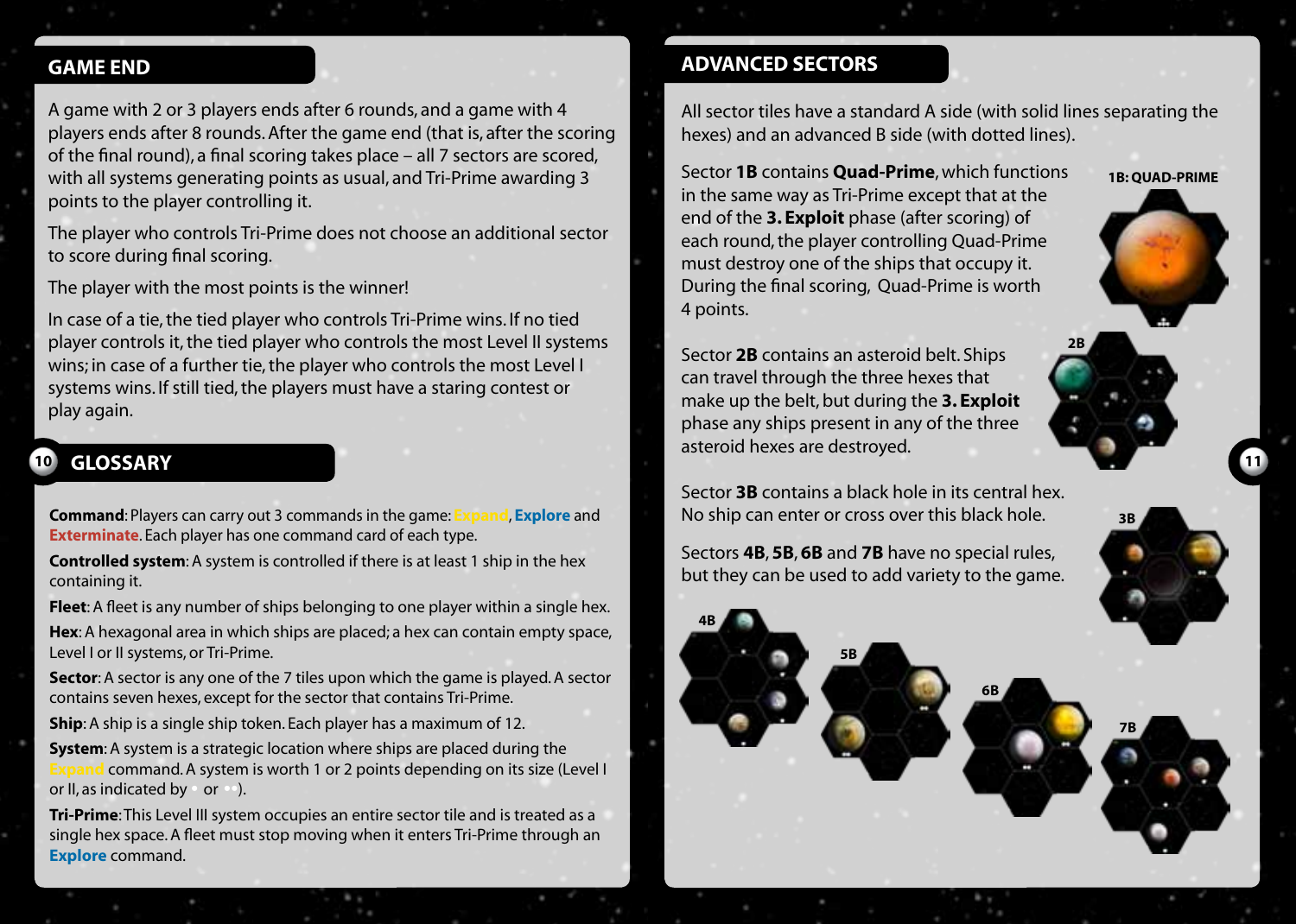## GAME END

A game with 2 or 3 players ends after 6 rounds, and a game with 4 players ends after 8 rounds. After the game end (that is, after the scoring of the final round), a final scoring takes place – all 7 sectors are scored, with all systems generating points as usual, and Tri-Prime awarding 3 points to the player controlling it.

The player who controls Tri-Prime does not choose an additional sector to score during final scoring.

The player with the most points is the winner!

In case of a tie, the tied player who controls Tri-Prime wins. If no tied player controls it, the tied player who controls the most Level II systems wins; in case of a further tie, the player who controls the most Level I systems wins. If still tied, the players must have a staring contest or play again.

## GLOSSARY

**Command**: Players can carry out 3 commands in the game: Expand, Explore and Exterminate. Each player has one command card of each type.

**Controlled system**: A system is controlled if there is at least 1 ship in the hex containing it.

**Fleet**: A fleet is any number of ships belonging to one player within a single hex.

**Hex**: A hexagonal area in which ships are placed; a hex can contain empty space, Level I or II systems, or Tri-Prime.

**Sector**: A sector is any one of the 7 tiles upon which the game is played. A sector contains seven hexes, except for the sector that contains Tri-Prime.

**Ship**: A ship is a single ship token. Each player has a maximum of 12.

**System**: A system is a strategic location where ships are placed during the Expand command. A system is worth 1 or 2 points depending on its size (Level I or II, as indicated by • or ••).

**Tri-Prime**: This Level III system occupies an entire sector tile and is treated as a single hex space. A fleet must stop moving when it enters Tri-Prime through an Explore command.

## ADVANCED SECTORS

All sector tiles have a standard A side (with solid lines separating the hexes) and an advanced B side (with dotted lines).

Sector **1B** contains **Quad-Prime**, which functions in the same way as Tri-Prime except that at the end of the **3. Exploit** phase (after scoring) of each round, the player controlling Quad-Prime must destroy one of the ships that occupy it. During the final scoring, Quad-Prime is worth 4 points.

**1B: QUAD-PRIME**

Sector **2B** contains an asteroid belt. Ships can travel through the three hexes that make up the belt, but during the **3. Exploit** phase any ships present in any of the three asteroid hexes are destroyed.

**2B**

Sector **3B** contains a black hole in its central hex. No ship can enter or cross over this black hole.

**3B**

Sectors **4B**, **5B**, **6B** and **7B** have no special rules, but they can be used to add variety to the game.

**4B** **5B** **6B** **7B**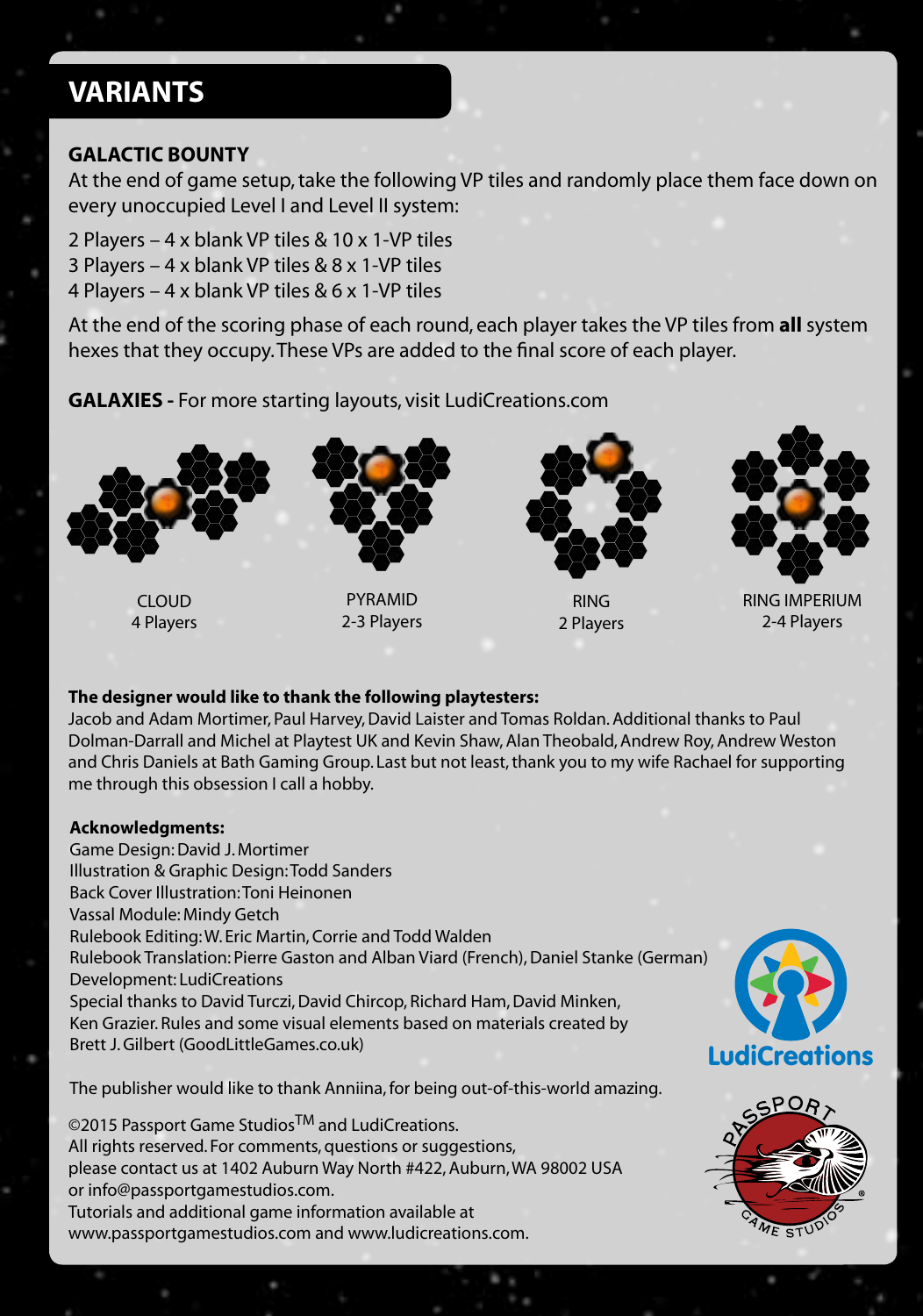## VARIANTS

### GALACTIC BOUNTY

At the end of game setup, take the following VP tiles and randomly place them face down on every unoccupied Level I and Level II system:

2 Players – 4 x blank VP tiles & 10 x 1-VP tiles
3 Players – 4 x blank VP tiles & 8 x 1-VP tiles
4 Players – 4 x blank VP tiles & 6 x 1-VP tiles

At the end of the scoring phase of each round, each player takes the VP tiles from **all** system hexes that they occupy. These VPs are added to the final score of each player.

### GALAXIES - For more starting layouts, visit LudiCreations.com

CLOUD
4 Players

PYRAMID
2-3 Players

RING
2 Players

RING IMPERIUM
2-4 Players

**The designer would like to thank the following playtesters:**
Jacob and Adam Mortimer, Paul Harvey, David Laister and Tomas Roldan. Additional thanks to Paul Dolman-Darrall and Michel at Playtest UK and Kevin Shaw, Alan Theobald, Andrew Roy, Andrew Weston and Chris Daniels at Bath Gaming Group. Last but not least, thank you to my wife Rachael for supporting me through this obsession I call a hobby.

**Acknowledgments:**
Game Design: David J. Mortimer
Illustration & Graphic Design: Todd Sanders
Back Cover Illustration: Toni Heinonen
Vassal Module: Mindy Getch
Rulebook Editing: W. Eric Martin, Corrie and Todd Walden
Rulebook Translation: Pierre Gaston and Alban Viard (French), Daniel Stanke (German)
Development: LudiCreations
Special thanks to David Turczi, David Chircop, Richard Ham, David Minken, Ken Grazier. Rules and some visual elements based on materials created by Brett J. Gilbert (GoodLittleGames.co.uk)

The publisher would like to thank Anniina, for being out-of-this-world amazing.

©2015 Passport Game Studios™ and LudiCreations.
All rights reserved. For comments, questions or suggestions, please contact us at 1402 Auburn Way North #422, Auburn, WA 98002 USA or info@passportgamestudios.com.
Tutorials and additional game information available at www.passportgamestudios.com and www.ludicreations.com.